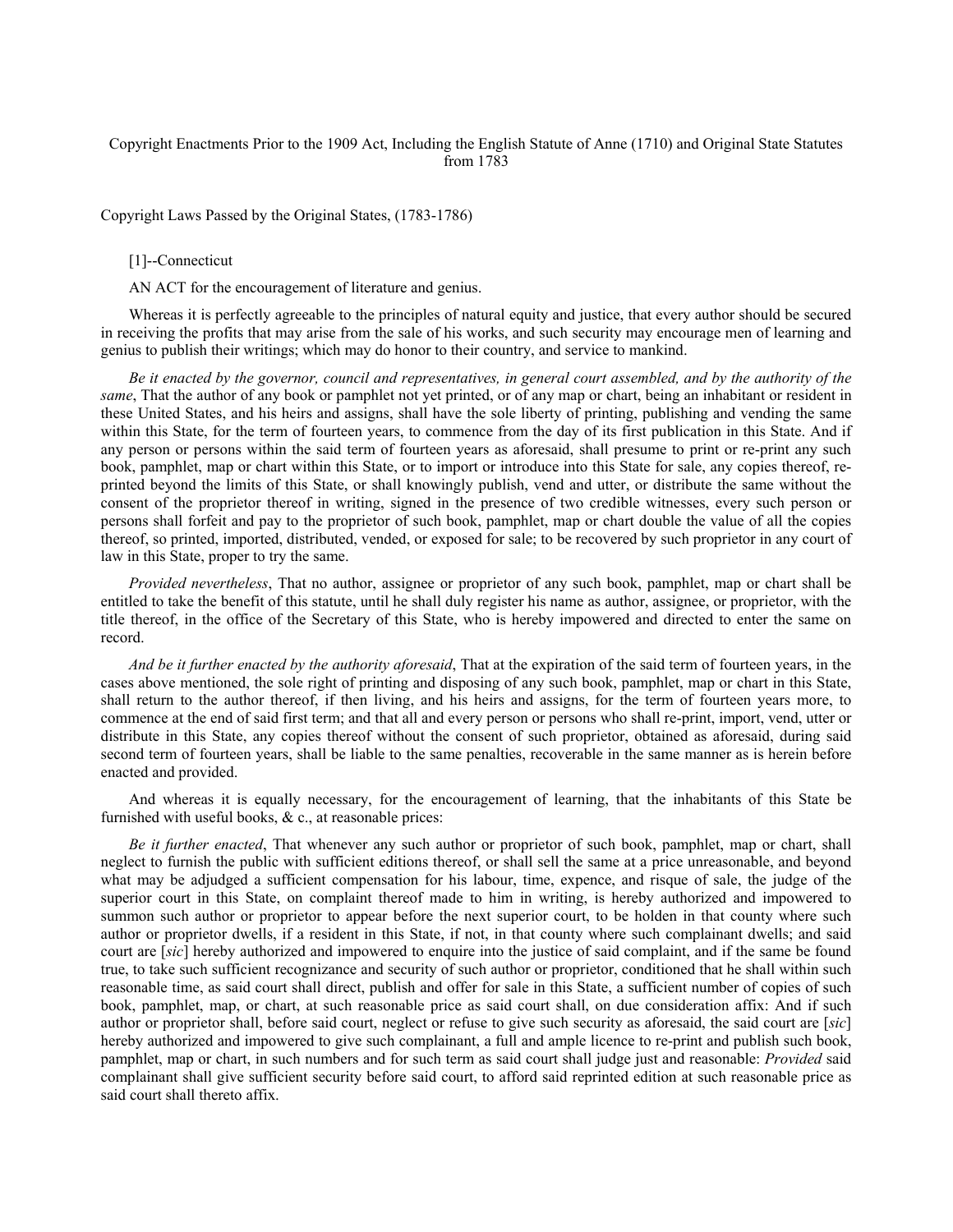# Copyright Enactments Prior to the 1909 Act, Including the English Statute of Anne (1710) and Original State Statutes from 1783

## Copyright Laws Passed by the Original States, (1783-1786)

### [1]--Connecticut

AN ACT for the encouragement of literature and genius.

Whereas it is perfectly agreeable to the principles of natural equity and justice, that every author should be secured in receiving the profits that may arise from the sale of his works, and such security may encourage men of learning and genius to publish their writings; which may do honor to their country, and service to mankind.

*Be it enacted by the governor, council and representatives, in general court assembled, and by the authority of the same*, That the author of any book or pamphlet not yet printed, or of any map or chart, being an inhabitant or resident in these United States, and his heirs and assigns, shall have the sole liberty of printing, publishing and vending the same within this State, for the term of fourteen years, to commence from the day of its first publication in this State. And if any person or persons within the said term of fourteen years as aforesaid, shall presume to print or re-print any such book, pamphlet, map or chart within this State, or to import or introduce into this State for sale, any copies thereof, re-printed beyond the limits of this State, or shall knowingly publish, vend and utter, or distribute the same without the consent of the proprietor thereof in writing, signed in the presence of two credible witnesses, every such person or persons shall forfeit and pay to the proprietor of such book, pamphlet, map or chart double the value of all the copies thereof, so printed, imported, distributed, vended, or exposed for sale; to be recovered by such proprietor in any court of law in this State, proper to try the same.

*Provided nevertheless*, That no author, assignee or proprietor of any such book, pamphlet, map or chart shall be entitled to take the benefit of this statute, until he shall duly register his name as author, assignee, or proprietor, with the title thereof, in the office of the Secretary of this State, who is hereby impowered and directed to enter the same on record.

*And be it further enacted by the authority aforesaid*, That at the expiration of the said term of fourteen years, in the cases above mentioned, the sole right of printing and disposing of any such book, pamphlet, map or chart in this State, shall return to the author thereof, if then living, and his heirs and assigns, for the term of fourteen years more, to commence at the end of said first term; and that all and every person or persons who shall re-print, import, vend, utter or distribute in this State, any copies thereof without the consent of such proprietor, obtained as aforesaid, during said second term of fourteen years, shall be liable to the same penalties, recoverable in the same manner as is herein before enacted and provided.

And whereas it is equally necessary, for the encouragement of learning, that the inhabitants of this State be furnished with useful books, & c., at reasonable prices:

*Be it further enacted*, That whenever any such author or proprietor of such book, pamphlet, map or chart, shall neglect to furnish the public with sufficient editions thereof, or shall sell the same at a price unreasonable, and beyond what may be adjudged a sufficient compensation for his labour, time, expence, and risque of sale, the judge of the superior court in this State, on complaint thereof made to him in writing, is hereby authorized and impowered to summon such author or proprietor to appear before the next superior court, to be holden in that county where such author or proprietor dwells, if a resident in this State, if not, in that county where such complainant dwells; and said court are [*sic*] hereby authorized and impowered to enquire into the justice of said complaint, and if the same be found true, to take such sufficient recognizance and security of such author or proprietor, conditioned that he shall within such reasonable time, as said court shall direct, publish and offer for sale in this State, a sufficient number of copies of such book, pamphlet, map, or chart, at such reasonable price as said court shall, on due consideration affix: And if such author or proprietor shall, before said court, neglect or refuse to give such security as aforesaid, the said court are [*sic*] hereby authorized and impowered to give such complainant, a full and ample licence to re-print and publish such book, pamphlet, map or chart, in such numbers and for such term as said court shall judge just and reasonable: *Provided* said complainant shall give sufficient security before said court, to afford said reprinted edition at such reasonable price as said court shall thereto affix.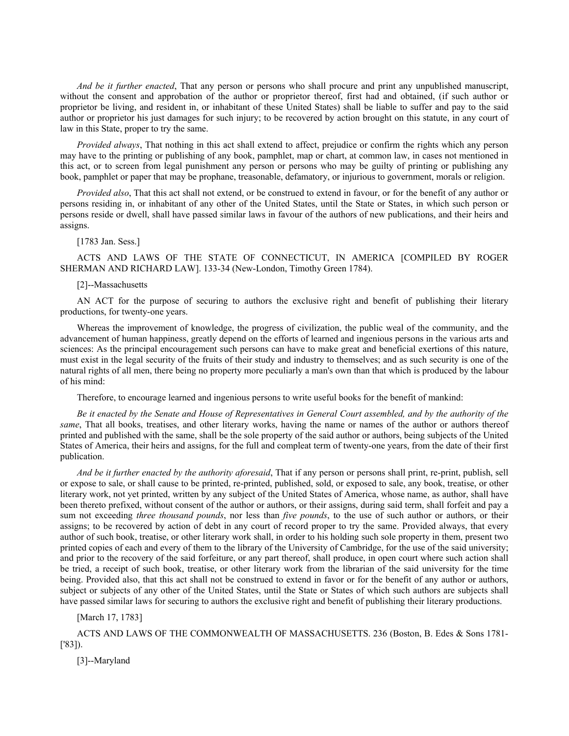*And be it further enacted*, That any person or persons who shall procure and print any unpublished manuscript, without the consent and approbation of the author or proprietor thereof, first had and obtained, (if such author or proprietor be living, and resident in, or inhabitant of these United States) shall be liable to suffer and pay to the said author or proprietor his just damages for such injury; to be recovered by action brought on this statute, in any court of law in this State, proper to try the same.

*Provided always*, That nothing in this act shall extend to affect, prejudice or confirm the rights which any person may have to the printing or publishing of any book, pamphlet, map or chart, at common law, in cases not mentioned in this act, or to screen from legal punishment any person or persons who may be guilty of printing or publishing any book, pamphlet or paper that may be prophane, treasonable, defamatory, or injurious to government, morals or religion.

*Provided also*, That this act shall not extend, or be construed to extend in favour, or for the benefit of any author or persons residing in, or inhabitant of any other of the United States, until the State or States, in which such person or persons reside or dwell, shall have passed similar laws in favour of the authors of new publications, and their heirs and assigns.

[1783 Jan. Sess.]

ACTS AND LAWS OF THE STATE OF CONNECTICUT, IN AMERICA [COMPILED BY ROGER SHERMAN AND RICHARD LAW]. 133-34 (New-London, Timothy Green 1784).

[2]--Massachusetts

AN ACT for the purpose of securing to authors the exclusive right and benefit of publishing their literary productions, for twenty-one years.

Whereas the improvement of knowledge, the progress of civilization, the public weal of the community, and the advancement of human happiness, greatly depend on the efforts of learned and ingenious persons in the various arts and sciences: As the principal encouragement such persons can have to make great and beneficial exertions of this nature, must exist in the legal security of the fruits of their study and industry to themselves; and as such security is one of the natural rights of all men, there being no property more peculiarly a man's own than that which is produced by the labour of his mind:

Therefore, to encourage learned and ingenious persons to write useful books for the benefit of mankind:

*Be it enacted by the Senate and House of Representatives in General Court assembled, and by the authority of the same*, That all books, treatises, and other literary works, having the name or names of the author or authors thereof printed and published with the same, shall be the sole property of the said author or authors, being subjects of the United States of America, their heirs and assigns, for the full and compleat term of twenty-one years, from the date of their first publication.

*And be it further enacted by the authority aforesaid*, That if any person or persons shall print, re-print, publish, sell or expose to sale, or shall cause to be printed, re-printed, published, sold, or exposed to sale, any book, treatise, or other literary work, not yet printed, written by any subject of the United States of America, whose name, as author, shall have been thereto prefixed, without consent of the author or authors, or their assigns, during said term, shall forfeit and pay a sum not exceeding *three thousand pounds*, nor less than *five pounds*, to the use of such author or authors, or their assigns; to be recovered by action of debt in any court of record proper to try the same. Provided always, that every author of such book, treatise, or other literary work shall, in order to his holding such sole property in them, present two printed copies of each and every of them to the library of the University of Cambridge, for the use of the said university; and prior to the recovery of the said forfeiture, or any part thereof, shall produce, in open court where such action shall be tried, a receipt of such book, treatise, or other literary work from the librarian of the said university for the time being. Provided also, that this act shall not be construed to extend in favor or for the benefit of any author or authors, subject or subjects of any other of the United States, until the State or States of which such authors are subjects shall have passed similar laws for securing to authors the exclusive right and benefit of publishing their literary productions.

[March 17, 1783]

ACTS AND LAWS OF THE COMMONWEALTH OF MASSACHUSETTS. 236 (Boston, B. Edes & Sons 1781-['83]).

[3]--Maryland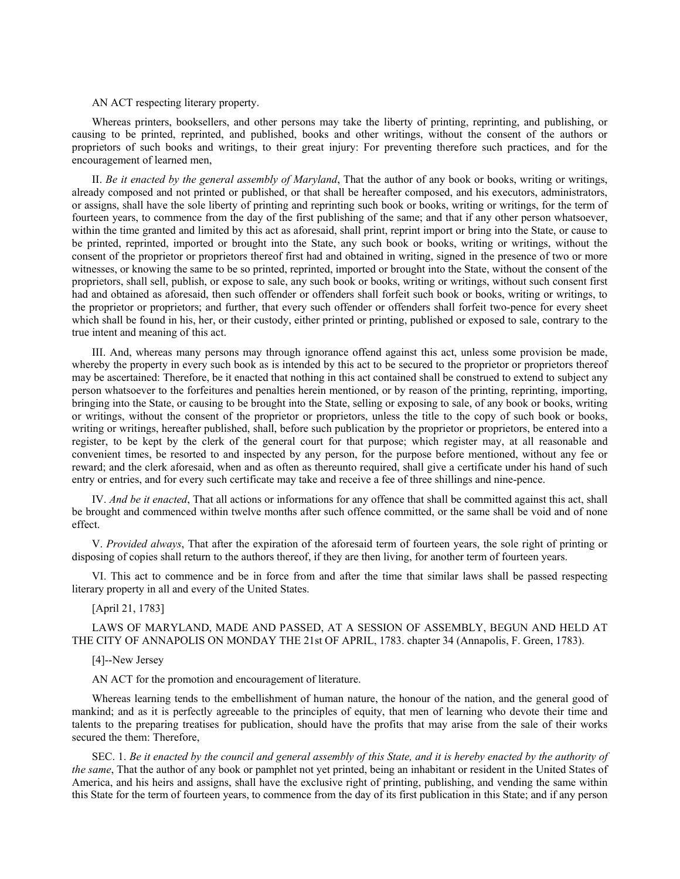AN ACT respecting literary property.

Whereas printers, booksellers, and other persons may take the liberty of printing, reprinting, and publishing, or causing to be printed, reprinted, and published, books and other writings, without the consent of the authors or proprietors of such books and writings, to their great injury: For preventing therefore such practices, and for the encouragement of learned men,

II. *Be it enacted by the general assembly of Maryland*, That the author of any book or books, writing or writings, already composed and not printed or published, or that shall be hereafter composed, and his executors, administrators, or assigns, shall have the sole liberty of printing and reprinting such book or books, writing or writings, for the term of fourteen years, to commence from the day of the first publishing of the same; and that if any other person whatsoever, within the time granted and limited by this act as aforesaid, shall print, reprint import or bring into the State, or cause to be printed, reprinted, imported or brought into the State, any such book or books, writing or writings, without the consent of the proprietor or proprietors thereof first had and obtained in writing, signed in the presence of two or more witnesses, or knowing the same to be so printed, reprinted, imported or brought into the State, without the consent of the proprietors, shall sell, publish, or expose to sale, any such book or books, writing or writings, without such consent first had and obtained as aforesaid, then such offender or offenders shall forfeit such book or books, writing or writings, to the proprietor or proprietors; and further, that every such offender or offenders shall forfeit two-pence for every sheet which shall be found in his, her, or their custody, either printed or printing, published or exposed to sale, contrary to the true intent and meaning of this act.

III. And, whereas many persons may through ignorance offend against this act, unless some provision be made, whereby the property in every such book as is intended by this act to be secured to the proprietor or proprietors thereof may be ascertained: Therefore, be it enacted that nothing in this act contained shall be construed to extend to subject any person whatsoever to the forfeitures and penalties herein mentioned, or by reason of the printing, reprinting, importing, bringing into the State, or causing to be brought into the State, selling or exposing to sale, of any book or books, writing or writings, without the consent of the proprietor or proprietors, unless the title to the copy of such book or books, writing or writings, hereafter published, shall, before such publication by the proprietor or proprietors, be entered into a register, to be kept by the clerk of the general court for that purpose; which register may, at all reasonable and convenient times, be resorted to and inspected by any person, for the purpose before mentioned, without any fee or reward; and the clerk aforesaid, when and as often as thereunto required, shall give a certificate under his hand of such entry or entries, and for every such certificate may take and receive a fee of three shillings and nine-pence.

IV. *And be it enacted*, That all actions or informations for any offence that shall be committed against this act, shall be brought and commenced within twelve months after such offence committed, or the same shall be void and of none effect.

V. *Provided always*, That after the expiration of the aforesaid term of fourteen years, the sole right of printing or disposing of copies shall return to the authors thereof, if they are then living, for another term of fourteen years.

VI. This act to commence and be in force from and after the time that similar laws shall be passed respecting literary property in all and every of the United States.

[April 21, 1783]

LAWS OF MARYLAND, MADE AND PASSED, AT A SESSION OF ASSEMBLY, BEGUN AND HELD AT THE CITY OF ANNAPOLIS ON MONDAY THE 21st OF APRIL, 1783. chapter 34 (Annapolis, F. Green, 1783).

[4]--New Jersey

AN ACT for the promotion and encouragement of literature.

Whereas learning tends to the embellishment of human nature, the honour of the nation, and the general good of mankind; and as it is perfectly agreeable to the principles of equity, that men of learning who devote their time and talents to the preparing treatises for publication, should have the profits that may arise from the sale of their works secured the them: Therefore,

SEC. 1. *Be it enacted by the council and general assembly of this State, and it is hereby enacted by the authority of the same*, That the author of any book or pamphlet not yet printed, being an inhabitant or resident in the United States of America, and his heirs and assigns, shall have the exclusive right of printing, publishing, and vending the same within this State for the term of fourteen years, to commence from the day of its first publication in this State; and if any person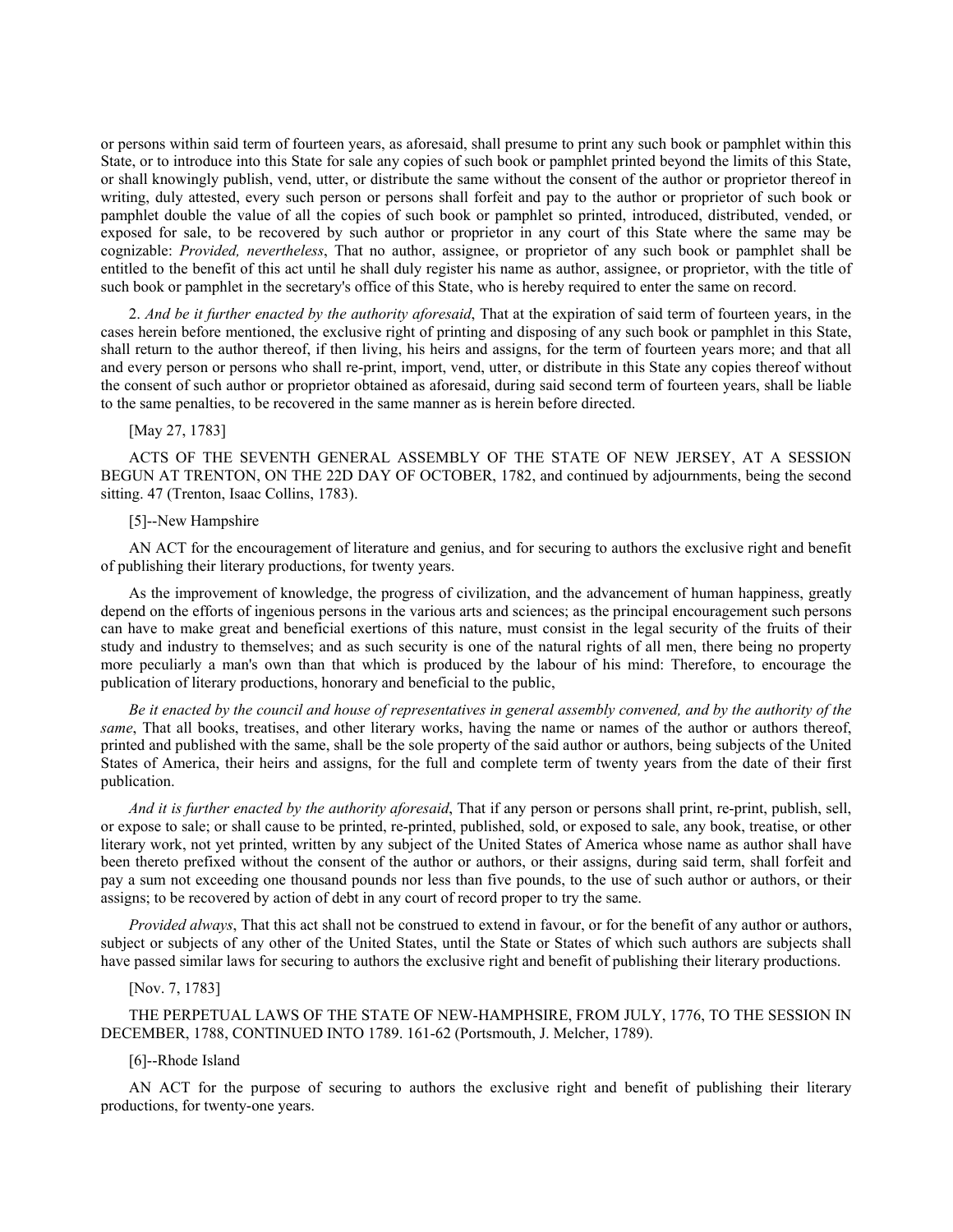or persons within said term of fourteen years, as aforesaid, shall presume to print any such book or pamphlet within this State, or to introduce into this State for sale any copies of such book or pamphlet printed beyond the limits of this State, or shall knowingly publish, vend, utter, or distribute the same without the consent of the author or proprietor thereof in writing, duly attested, every such person or persons shall forfeit and pay to the author or proprietor of such book or pamphlet double the value of all the copies of such book or pamphlet so printed, introduced, distributed, vended, or exposed for sale, to be recovered by such author or proprietor in any court of this State where the same may be cognizable: *Provided, nevertheless*, That no author, assignee, or proprietor of any such book or pamphlet shall be entitled to the benefit of this act until he shall duly register his name as author, assignee, or proprietor, with the title of such book or pamphlet in the secretary's office of this State, who is hereby required to enter the same on record.

2. *And be it further enacted by the authority aforesaid*, That at the expiration of said term of fourteen years, in the cases herein before mentioned, the exclusive right of printing and disposing of any such book or pamphlet in this State, shall return to the author thereof, if then living, his heirs and assigns, for the term of fourteen years more; and that all and every person or persons who shall re-print, import, vend, utter, or distribute in this State any copies thereof without the consent of such author or proprietor obtained as aforesaid, during said second term of fourteen years, shall be liable to the same penalties, to be recovered in the same manner as is herein before directed.

[May 27, 1783]

ACTS OF THE SEVENTH GENERAL ASSEMBLY OF THE STATE OF NEW JERSEY, AT A SESSION BEGUN AT TRENTON, ON THE 22D DAY OF OCTOBER, 1782, and continued by adjournments, being the second sitting. 47 (Trenton, Isaac Collins, 1783).

[5]--New Hampshire

AN ACT for the encouragement of literature and genius, and for securing to authors the exclusive right and benefit of publishing their literary productions, for twenty years.

As the improvement of knowledge, the progress of civilization, and the advancement of human happiness, greatly depend on the efforts of ingenious persons in the various arts and sciences; as the principal encouragement such persons can have to make great and beneficial exertions of this nature, must consist in the legal security of the fruits of their study and industry to themselves; and as such security is one of the natural rights of all men, there being no property more peculiarly a man's own than that which is produced by the labour of his mind: Therefore, to encourage the publication of literary productions, honorary and beneficial to the public,

*Be it enacted by the council and house of representatives in general assembly convened, and by the authority of the same*, That all books, treatises, and other literary works, having the name or names of the author or authors thereof, printed and published with the same, shall be the sole property of the said author or authors, being subjects of the United States of America, their heirs and assigns, for the full and complete term of twenty years from the date of their first publication.

*And it is further enacted by the authority aforesaid*, That if any person or persons shall print, re-print, publish, sell, or expose to sale; or shall cause to be printed, re-printed, published, sold, or exposed to sale, any book, treatise, or other literary work, not yet printed, written by any subject of the United States of America whose name as author shall have been thereto prefixed without the consent of the author or authors, or their assigns, during said term, shall forfeit and pay a sum not exceeding one thousand pounds nor less than five pounds, to the use of such author or authors, or their assigns; to be recovered by action of debt in any court of record proper to try the same.

*Provided always*, That this act shall not be construed to extend in favour, or for the benefit of any author or authors, subject or subjects of any other of the United States, until the State or States of which such authors are subjects shall have passed similar laws for securing to authors the exclusive right and benefit of publishing their literary productions.

[Nov. 7, 1783]

THE PERPETUAL LAWS OF THE STATE OF NEW-HAMPSHIRE, FROM JULY, 1776, TO THE SESSION IN DECEMBER, 1788, CONTINUED INTO 1789. 161-62 (Portsmouth, J. Melcher, 1789).

[6]--Rhode Island

AN ACT for the purpose of securing to authors the exclusive right and benefit of publishing their literary productions, for twenty-one years.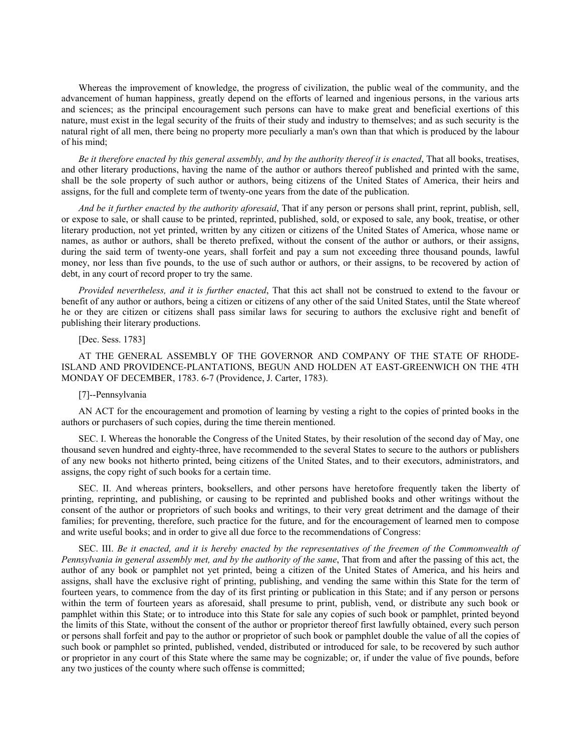Whereas the improvement of knowledge, the progress of civilization, the public weal of the community, and the advancement of human happiness, greatly depend on the efforts of learned and ingenious persons, in the various arts and sciences; as the principal encouragement such persons can have to make great and beneficial exertions of this nature, must exist in the legal security of the fruits of their study and industry to themselves; and as such security is the natural right of all men, there being no property more peculiarly a man's own than that which is produced by the labour of his mind;

*Be it therefore enacted by this general assembly, and by the authority thereof it is enacted*, That all books, treatises, and other literary productions, having the name of the author or authors thereof published and printed with the same, shall be the sole property of such author or authors, being citizens of the United States of America, their heirs and assigns, for the full and complete term of twenty-one years from the date of the publication.

*And be it further enacted by the authority aforesaid*, That if any person or persons shall print, reprint, publish, sell, or expose to sale, or shall cause to be printed, reprinted, published, sold, or exposed to sale, any book, treatise, or other literary production, not yet printed, written by any citizen or citizens of the United States of America, whose name or names, as author or authors, shall be thereto prefixed, without the consent of the author or authors, or their assigns, during the said term of twenty-one years, shall forfeit and pay a sum not exceeding three thousand pounds, lawful money, nor less than five pounds, to the use of such author or authors, or their assigns, to be recovered by action of debt, in any court of record proper to try the same.

*Provided nevertheless, and it is further enacted*, That this act shall not be construed to extend to the favour or benefit of any author or authors, being a citizen or citizens of any other of the said United States, until the State whereof he or they are citizen or citizens shall pass similar laws for securing to authors the exclusive right and benefit of publishing their literary productions.

[Dec. Sess. 1783]

AT THE GENERAL ASSEMBLY OF THE GOVERNOR AND COMPANY OF THE STATE OF RHODE-ISLAND AND PROVIDENCE-PLANTATIONS, BEGUN AND HOLDEN AT EAST-GREENWICH ON THE 4TH MONDAY OF DECEMBER, 1783. 6-7 (Providence, J. Carter, 1783).

[7]--Pennsylvania

AN ACT for the encouragement and promotion of learning by vesting a right to the copies of printed books in the authors or purchasers of such copies, during the time therein mentioned.

SEC. I. Whereas the honorable the Congress of the United States, by their resolution of the second day of May, one thousand seven hundred and eighty-three, have recommended to the several States to secure to the authors or publishers of any new books not hitherto printed, being citizens of the United States, and to their executors, administrators, and assigns, the copy right of such books for a certain time.

SEC. II. And whereas printers, booksellers, and other persons have heretofore frequently taken the liberty of printing, reprinting, and publishing, or causing to be reprinted and published books and other writings without the consent of the author or proprietors of such books and writings, to their very great detriment and the damage of their families; for preventing, therefore, such practice for the future, and for the encouragement of learned men to compose and write useful books; and in order to give all due force to the recommendations of Congress:

SEC. III. *Be it enacted, and it is hereby enacted by the representatives of the freemen of the Commonwealth of Pennsylvania in general assembly met, and by the authority of the same*, That from and after the passing of this act, the author of any book or pamphlet not yet printed, being a citizen of the United States of America, and his heirs and assigns, shall have the exclusive right of printing, publishing, and vending the same within this State for the term of fourteen years, to commence from the day of its first printing or publication in this State; and if any person or persons within the term of fourteen years as aforesaid, shall presume to print, publish, vend, or distribute any such book or pamphlet within this State; or to introduce into this State for sale any copies of such book or pamphlet, printed beyond the limits of this State, without the consent of the author or proprietor thereof first lawfully obtained, every such person or persons shall forfeit and pay to the author or proprietor of such book or pamphlet double the value of all the copies of such book or pamphlet so printed, published, vended, distributed or introduced for sale, to be recovered by such author or proprietor in any court of this State where the same may be cognizable; or, if under the value of five pounds, before any two justices of the county where such offense is committed;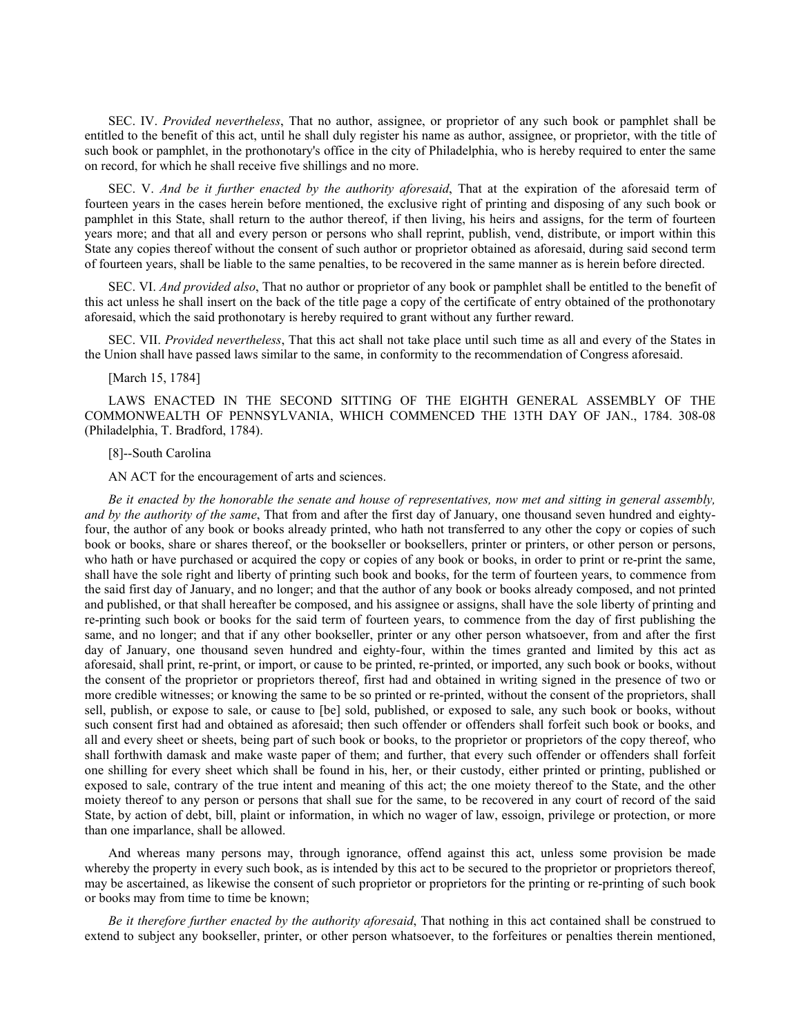SEC. IV. *Provided nevertheless*, That no author, assignee, or proprietor of any such book or pamphlet shall be entitled to the benefit of this act, until he shall duly register his name as author, assignee, or proprietor, with the title of such book or pamphlet, in the prothonotary's office in the city of Philadelphia, who is hereby required to enter the same on record, for which he shall receive five shillings and no more.

SEC. V. *And be it further enacted by the authority aforesaid*, That at the expiration of the aforesaid term of fourteen years in the cases herein before mentioned, the exclusive right of printing and disposing of any such book or pamphlet in this State, shall return to the author thereof, if then living, his heirs and assigns, for the term of fourteen years more; and that all and every person or persons who shall reprint, publish, vend, distribute, or import within this State any copies thereof without the consent of such author or proprietor obtained as aforesaid, during said second term of fourteen years, shall be liable to the same penalties, to be recovered in the same manner as is herein before directed.

SEC. VI. *And provided also*, That no author or proprietor of any book or pamphlet shall be entitled to the benefit of this act unless he shall insert on the back of the title page a copy of the certificate of entry obtained of the prothonotary aforesaid, which the said prothonotary is hereby required to grant without any further reward.

SEC. VII. *Provided nevertheless*, That this act shall not take place until such time as all and every of the States in the Union shall have passed laws similar to the same, in conformity to the recommendation of Congress aforesaid.

[March 15, 1784]

LAWS ENACTED IN THE SECOND SITTING OF THE EIGHTH GENERAL ASSEMBLY OF THE COMMONWEALTH OF PENNSYLVANIA, WHICH COMMENCED THE 13TH DAY OF JAN., 1784. 308-08 (Philadelphia, T. Bradford, 1784).

[8]--South Carolina

AN ACT for the encouragement of arts and sciences.

*Be it enacted by the honorable the senate and house of representatives, now met and sitting in general assembly, and by the authority of the same*, That from and after the first day of January, one thousand seven hundred and eighty-four, the author of any book or books already printed, who hath not transferred to any other the copy or copies of such book or books, share or shares thereof, or the bookseller or booksellers, printer or printers, or other person or persons, who hath or have purchased or acquired the copy or copies of any book or books, in order to print or re-print the same, shall have the sole right and liberty of printing such book and books, for the term of fourteen years, to commence from the said first day of January, and no longer; and that the author of any book or books already composed, and not printed and published, or that shall hereafter be composed, and his assignee or assigns, shall have the sole liberty of printing and re-printing such book or books for the said term of fourteen years, to commence from the day of first publishing the same, and no longer; and that if any other bookseller, printer or any other person whatsoever, from and after the first day of January, one thousand seven hundred and eighty-four, within the times granted and limited by this act as aforesaid, shall print, re-print, or import, or cause to be printed, re-printed, or imported, any such book or books, without the consent of the proprietor or proprietors thereof, first had and obtained in writing signed in the presence of two or more credible witnesses; or knowing the same to be so printed or re-printed, without the consent of the proprietors, shall sell, publish, or expose to sale, or cause to [be] sold, published, or exposed to sale, any such book or books, without such consent first had and obtained as aforesaid; then such offender or offenders shall forfeit such book or books, and all and every sheet or sheets, being part of such book or books, to the proprietor or proprietors of the copy thereof, who shall forthwith damask and make waste paper of them; and further, that every such offender or offenders shall forfeit one shilling for every sheet which shall be found in his, her, or their custody, either printed or printing, published or exposed to sale, contrary of the true intent and meaning of this act; the one moiety thereof to the State, and the other moiety thereof to any person or persons that shall sue for the same, to be recovered in any court of record of the said State, by action of debt, bill, plaint or information, in which no wager of law, essoign, privilege or protection, or more than one imparlance, shall be allowed.

And whereas many persons may, through ignorance, offend against this act, unless some provision be made whereby the property in every such book, as is intended by this act to be secured to the proprietor or proprietors thereof, may be ascertained, as likewise the consent of such proprietor or proprietors for the printing or re-printing of such book or books may from time to time be known;

*Be it therefore further enacted by the authority aforesaid*, That nothing in this act contained shall be construed to extend to subject any bookseller, printer, or other person whatsoever, to the forfeitures or penalties therein mentioned,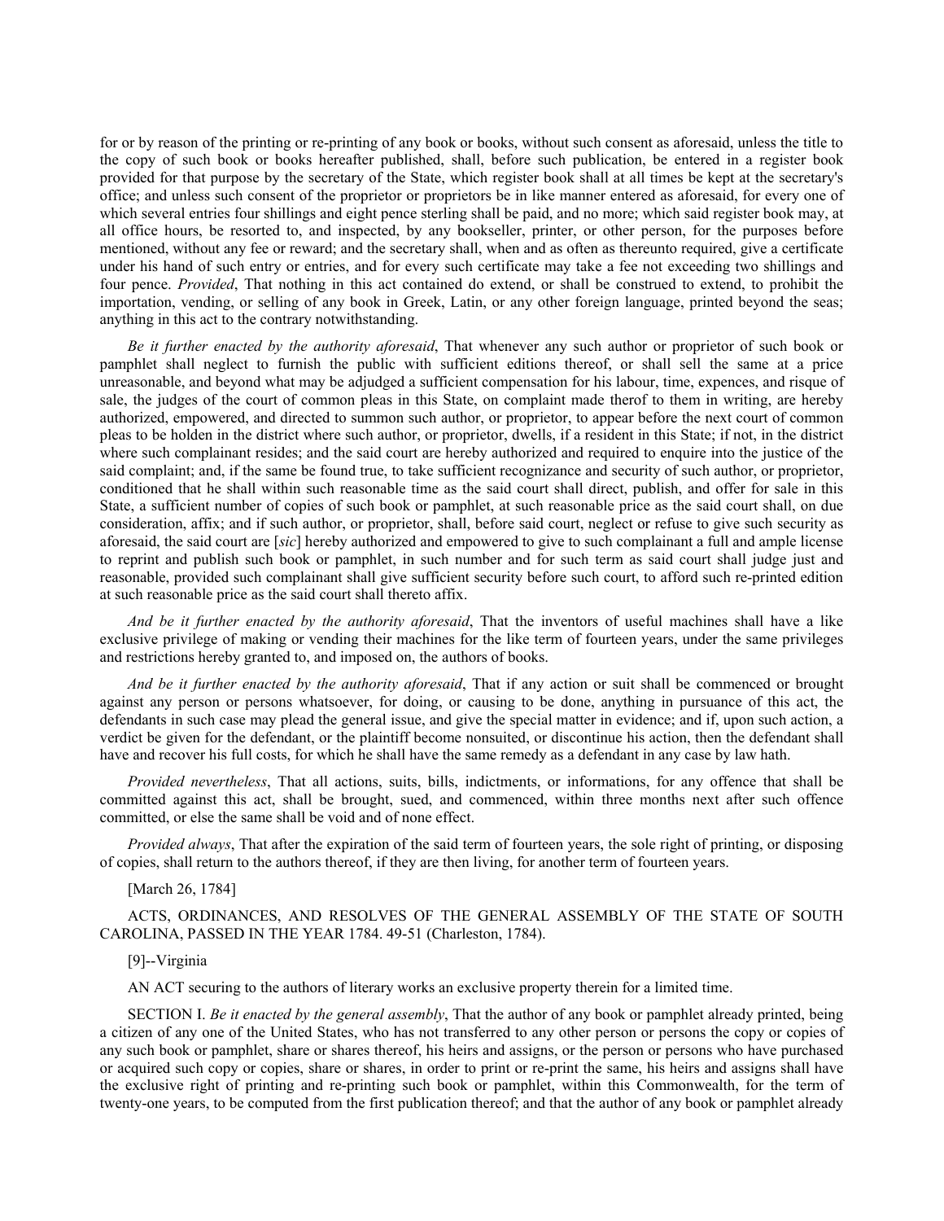for or by reason of the printing or re-printing of any book or books, without such consent as aforesaid, unless the title to the copy of such book or books hereafter published, shall, before such publication, be entered in a register book provided for that purpose by the secretary of the State, which register book shall at all times be kept at the secretary's office; and unless such consent of the proprietor or proprietors be in like manner entered as aforesaid, for every one of which several entries four shillings and eight pence sterling shall be paid, and no more; which said register book may, at all office hours, be resorted to, and inspected, by any bookseller, printer, or other person, for the purposes before mentioned, without any fee or reward; and the secretary shall, when and as often as thereunto required, give a certificate under his hand of such entry or entries, and for every such certificate may take a fee not exceeding two shillings and four pence. *Provided*, That nothing in this act contained do extend, or shall be construed to extend, to prohibit the importation, vending, or selling of any book in Greek, Latin, or any other foreign language, printed beyond the seas; anything in this act to the contrary notwithstanding.

*Be it further enacted by the authority aforesaid*, That whenever any such author or proprietor of such book or pamphlet shall neglect to furnish the public with sufficient editions thereof, or shall sell the same at a price unreasonable, and beyond what may be adjudged a sufficient compensation for his labour, time, expences, and risque of sale, the judges of the court of common pleas in this State, on complaint made therof to them in writing, are hereby authorized, empowered, and directed to summon such author, or proprietor, to appear before the next court of common pleas to be holden in the district where such author, or proprietor, dwells, if a resident in this State; if not, in the district where such complainant resides; and the said court are hereby authorized and required to enquire into the justice of the said complaint; and, if the same be found true, to take sufficient recognizance and security of such author, or proprietor, conditioned that he shall within such reasonable time as the said court shall direct, publish, and offer for sale in this State, a sufficient number of copies of such book or pamphlet, at such reasonable price as the said court shall, on due consideration, affix; and if such author, or proprietor, shall, before said court, neglect or refuse to give such security as aforesaid, the said court are [*sic*] hereby authorized and empowered to give to such complainant a full and ample license to reprint and publish such book or pamphlet, in such number and for such term as said court shall judge just and reasonable, provided such complainant shall give sufficient security before such court, to afford such re-printed edition at such reasonable price as the said court shall thereto affix.

*And be it further enacted by the authority aforesaid*, That the inventors of useful machines shall have a like exclusive privilege of making or vending their machines for the like term of fourteen years, under the same privileges and restrictions hereby granted to, and imposed on, the authors of books.

*And be it further enacted by the authority aforesaid*, That if any action or suit shall be commenced or brought against any person or persons whatsoever, for doing, or causing to be done, anything in pursuance of this act, the defendants in such case may plead the general issue, and give the special matter in evidence; and if, upon such action, a verdict be given for the defendant, or the plaintiff become nonsuited, or discontinue his action, then the defendant shall have and recover his full costs, for which he shall have the same remedy as a defendant in any case by law hath.

*Provided nevertheless*, That all actions, suits, bills, indictments, or informations, for any offence that shall be committed against this act, shall be brought, sued, and commenced, within three months next after such offence committed, or else the same shall be void and of none effect.

*Provided always*, That after the expiration of the said term of fourteen years, the sole right of printing, or disposing of copies, shall return to the authors thereof, if they are then living, for another term of fourteen years.

[March 26, 1784]

ACTS, ORDINANCES, AND RESOLVES OF THE GENERAL ASSEMBLY OF THE STATE OF SOUTH CAROLINA, PASSED IN THE YEAR 1784. 49-51 (Charleston, 1784).

[9]--Virginia

AN ACT securing to the authors of literary works an exclusive property therein for a limited time.

SECTION I. *Be it enacted by the general assembly*, That the author of any book or pamphlet already printed, being a citizen of any one of the United States, who has not transferred to any other person or persons the copy or copies of any such book or pamphlet, share or shares thereof, his heirs and assigns, or the person or persons who have purchased or acquired such copy or copies, share or shares, in order to print or re-print the same, his heirs and assigns shall have the exclusive right of printing and re-printing such book or pamphlet, within this Commonwealth, for the term of twenty-one years, to be computed from the first publication thereof; and that the author of any book or pamphlet already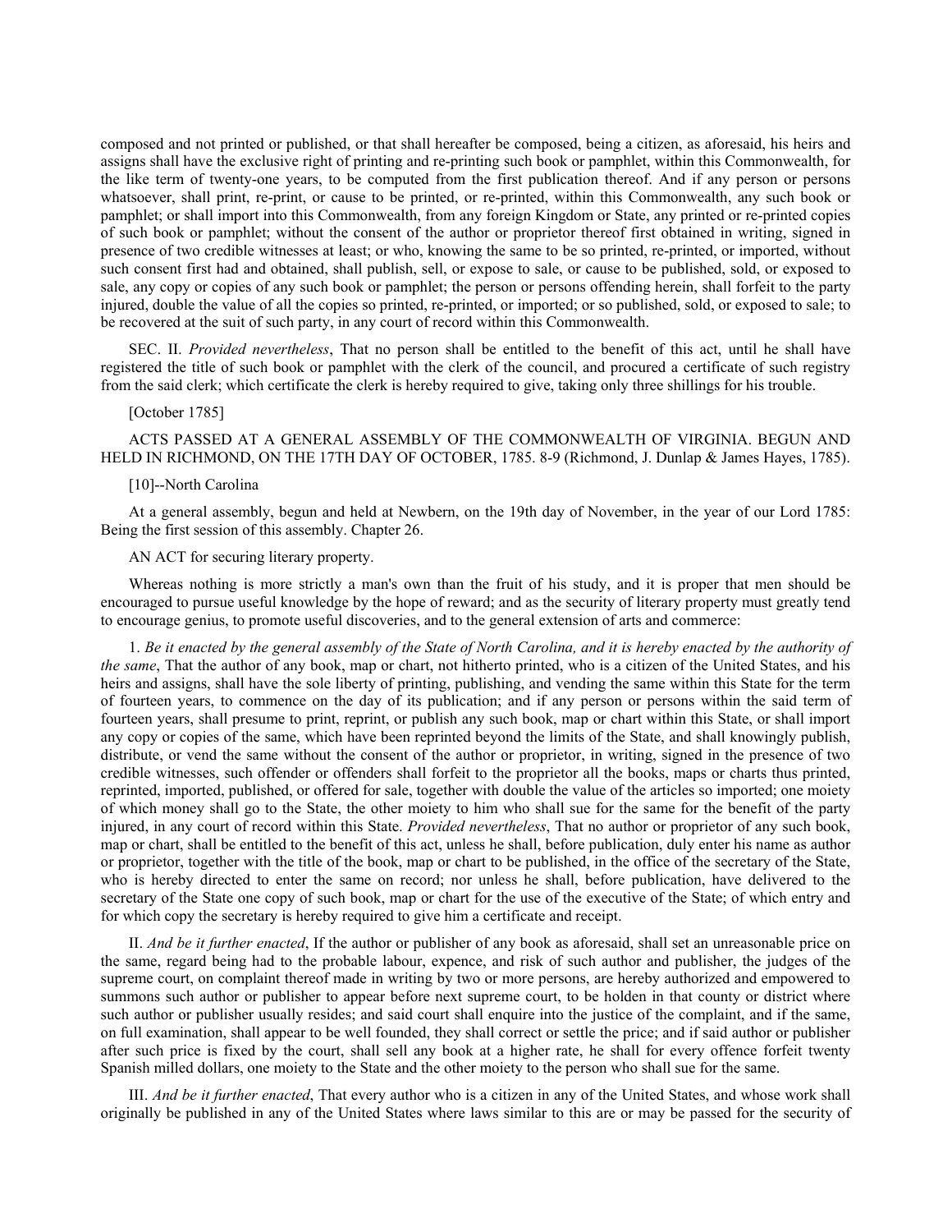composed and not printed or published, or that shall hereafter be composed, being a citizen, as aforesaid, his heirs and assigns shall have the exclusive right of printing and re-printing such book or pamphlet, within this Commonwealth, for the like term of twenty-one years, to be computed from the first publication thereof. And if any person or persons whatsoever, shall print, re-print, or cause to be printed, or re-printed, within this Commonwealth, any such book or pamphlet; or shall import into this Commonwealth, from any foreign Kingdom or State, any printed or re-printed copies of such book or pamphlet; without the consent of the author or proprietor thereof first obtained in writing, signed in presence of two credible witnesses at least; or who, knowing the same to be so printed, re-printed, or imported, without such consent first had and obtained, shall publish, sell, or expose to sale, or cause to be published, sold, or exposed to sale, any copy or copies of any such book or pamphlet; the person or persons offending herein, shall forfeit to the party injured, double the value of all the copies so printed, re-printed, or imported; or so published, sold, or exposed to sale; to be recovered at the suit of such party, in any court of record within this Commonwealth.

SEC. II. *Provided nevertheless*, That no person shall be entitled to the benefit of this act, until he shall have registered the title of such book or pamphlet with the clerk of the council, and procured a certificate of such registry from the said clerk; which certificate the clerk is hereby required to give, taking only three shillings for his trouble.

[October 1785]

ACTS PASSED AT A GENERAL ASSEMBLY OF THE COMMONWEALTH OF VIRGINIA. BEGUN AND HELD IN RICHMOND, ON THE 17TH DAY OF OCTOBER, 1785. 8-9 (Richmond, J. Dunlap & James Hayes, 1785).

[10]--North Carolina

At a general assembly, begun and held at Newbern, on the 19th day of November, in the year of our Lord 1785: Being the first session of this assembly. Chapter 26.

AN ACT for securing literary property.

Whereas nothing is more strictly a man's own than the fruit of his study, and it is proper that men should be encouraged to pursue useful knowledge by the hope of reward; and as the security of literary property must greatly tend to encourage genius, to promote useful discoveries, and to the general extension of arts and commerce:

1. *Be it enacted by the general assembly of the State of North Carolina, and it is hereby enacted by the authority of the same*, That the author of any book, map or chart, not hitherto printed, who is a citizen of the United States, and his heirs and assigns, shall have the sole liberty of printing, publishing, and vending the same within this State for the term of fourteen years, to commence on the day of its publication; and if any person or persons within the said term of fourteen years, shall presume to print, reprint, or publish any such book, map or chart within this State, or shall import any copy or copies of the same, which have been reprinted beyond the limits of the State, and shall knowingly publish, distribute, or vend the same without the consent of the author or proprietor, in writing, signed in the presence of two credible witnesses, such offender or offenders shall forfeit to the proprietor all the books, maps or charts thus printed, reprinted, imported, published, or offered for sale, together with double the value of the articles so imported; one moiety of which money shall go to the State, the other moiety to him who shall sue for the same for the benefit of the party injured, in any court of record within this State. *Provided nevertheless*, That no author or proprietor of any such book, map or chart, shall be entitled to the benefit of this act, unless he shall, before publication, duly enter his name as author or proprietor, together with the title of the book, map or chart to be published, in the office of the secretary of the State, who is hereby directed to enter the same on record; nor unless he shall, before publication, have delivered to the secretary of the State one copy of such book, map or chart for the use of the executive of the State; of which entry and for which copy the secretary is hereby required to give him a certificate and receipt.

II. *And be it further enacted*, If the author or publisher of any book as aforesaid, shall set an unreasonable price on the same, regard being had to the probable labour, expence, and risk of such author and publisher, the judges of the supreme court, on complaint thereof made in writing by two or more persons, are hereby authorized and empowered to summons such author or publisher to appear before next supreme court, to be holden in that county or district where such author or publisher usually resides; and said court shall enquire into the justice of the complaint, and if the same, on full examination, shall appear to be well founded, they shall correct or settle the price; and if said author or publisher after such price is fixed by the court, shall sell any book at a higher rate, he shall for every offence forfeit twenty Spanish milled dollars, one moiety to the State and the other moiety to the person who shall sue for the same.

III. *And be it further enacted*, That every author who is a citizen in any of the United States, and whose work shall originally be published in any of the United States where laws similar to this are or may be passed for the security of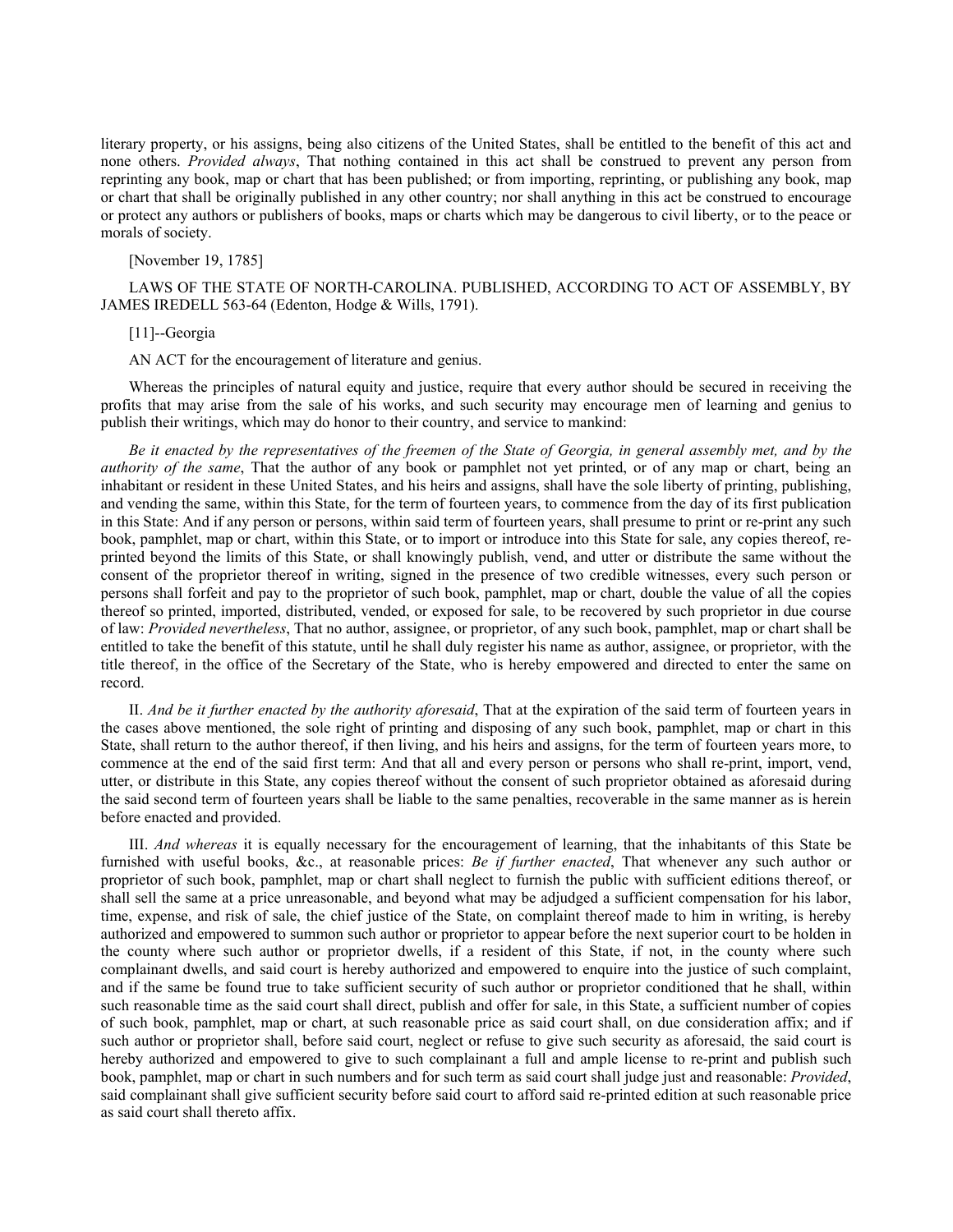literary property, or his assigns, being also citizens of the United States, shall be entitled to the benefit of this act and none others. *Provided always*, That nothing contained in this act shall be construed to prevent any person from reprinting any book, map or chart that has been published; or from importing, reprinting, or publishing any book, map or chart that shall be originally published in any other country; nor shall anything in this act be construed to encourage or protect any authors or publishers of books, maps or charts which may be dangerous to civil liberty, or to the peace or morals of society.

[November 19, 1785]

LAWS OF THE STATE OF NORTH-CAROLINA. PUBLISHED, ACCORDING TO ACT OF ASSEMBLY, BY JAMES IREDELL 563-64 (Edenton, Hodge & Wills, 1791).

[11]--Georgia

AN ACT for the encouragement of literature and genius.

Whereas the principles of natural equity and justice, require that every author should be secured in receiving the profits that may arise from the sale of his works, and such security may encourage men of learning and genius to publish their writings, which may do honor to their country, and service to mankind:

*Be it enacted by the representatives of the freemen of the State of Georgia, in general assembly met, and by the authority of the same*, That the author of any book or pamphlet not yet printed, or of any map or chart, being an inhabitant or resident in these United States, and his heirs and assigns, shall have the sole liberty of printing, publishing, and vending the same, within this State, for the term of fourteen years, to commence from the day of its first publication in this State: And if any person or persons, within said term of fourteen years, shall presume to print or re-print any such book, pamphlet, map or chart, within this State, or to import or introduce into this State for sale, any copies thereof, re-printed beyond the limits of this State, or shall knowingly publish, vend, and utter or distribute the same without the consent of the proprietor thereof in writing, signed in the presence of two credible witnesses, every such person or persons shall forfeit and pay to the proprietor of such book, pamphlet, map or chart, double the value of all the copies thereof so printed, imported, distributed, vended, or exposed for sale, to be recovered by such proprietor in due course of law: *Provided nevertheless*, That no author, assignee, or proprietor, of any such book, pamphlet, map or chart shall be entitled to take the benefit of this statute, until he shall duly register his name as author, assignee, or proprietor, with the title thereof, in the office of the Secretary of the State, who is hereby empowered and directed to enter the same on record.

II. *And be it further enacted by the authority aforesaid*, That at the expiration of the said term of fourteen years in the cases above mentioned, the sole right of printing and disposing of any such book, pamphlet, map or chart in this State, shall return to the author thereof, if then living, and his heirs and assigns, for the term of fourteen years more, to commence at the end of the said first term: And that all and every person or persons who shall re-print, import, vend, utter, or distribute in this State, any copies thereof without the consent of such proprietor obtained as aforesaid during the said second term of fourteen years shall be liable to the same penalties, recoverable in the same manner as is herein before enacted and provided.

III. *And whereas* it is equally necessary for the encouragement of learning, that the inhabitants of this State be furnished with useful books, &c., at reasonable prices: *Be if further enacted*, That whenever any such author or proprietor of such book, pamphlet, map or chart shall neglect to furnish the public with sufficient editions thereof, or shall sell the same at a price unreasonable, and beyond what may be adjudged a sufficient compensation for his labor, time, expense, and risk of sale, the chief justice of the State, on complaint thereof made to him in writing, is hereby authorized and empowered to summon such author or proprietor to appear before the next superior court to be holden in the county where such author or proprietor dwells, if a resident of this State, if not, in the county where such complainant dwells, and said court is hereby authorized and empowered to enquire into the justice of such complaint, and if the same be found true to take sufficient security of such author or proprietor conditioned that he shall, within such reasonable time as the said court shall direct, publish and offer for sale, in this State, a sufficient number of copies of such book, pamphlet, map or chart, at such reasonable price as said court shall, on due consideration affix; and if such author or proprietor shall, before said court, neglect or refuse to give such security as aforesaid, the said court is hereby authorized and empowered to give to such complainant a full and ample license to re-print and publish such book, pamphlet, map or chart in such numbers and for such term as said court shall judge just and reasonable: *Provided*, said complainant shall give sufficient security before said court to afford said re-printed edition at such reasonable price as said court shall thereto affix.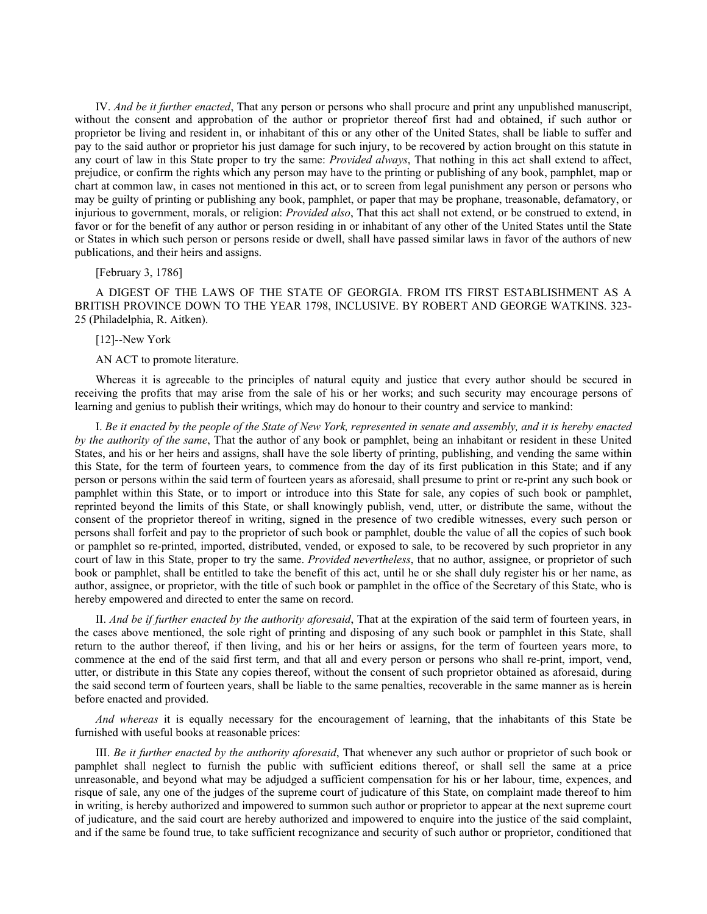IV. *And be it further enacted*, That any person or persons who shall procure and print any unpublished manuscript, without the consent and approbation of the author or proprietor thereof first had and obtained, if such author or proprietor be living and resident in, or inhabitant of this or any other of the United States, shall be liable to suffer and pay to the said author or proprietor his just damage for such injury, to be recovered by action brought on this statute in any court of law in this State proper to try the same: *Provided always*, That nothing in this act shall extend to affect, prejudice, or confirm the rights which any person may have to the printing or publishing of any book, pamphlet, map or chart at common law, in cases not mentioned in this act, or to screen from legal punishment any person or persons who may be guilty of printing or publishing any book, pamphlet, or paper that may be prophane, treasonable, defamatory, or injurious to government, morals, or religion: *Provided also*, That this act shall not extend, or be construed to extend, in favor or for the benefit of any author or person residing in or inhabitant of any other of the United States until the State or States in which such person or persons reside or dwell, shall have passed similar laws in favor of the authors of new publications, and their heirs and assigns.

[February 3, 1786]

A DIGEST OF THE LAWS OF THE STATE OF GEORGIA. FROM ITS FIRST ESTABLISHMENT AS A BRITISH PROVINCE DOWN TO THE YEAR 1798, INCLUSIVE. BY ROBERT AND GEORGE WATKINS. 323-25 (Philadelphia, R. Aitken).

[12]--New York

AN ACT to promote literature.

Whereas it is agreeable to the principles of natural equity and justice that every author should be secured in receiving the profits that may arise from the sale of his or her works; and such security may encourage persons of learning and genius to publish their writings, which may do honour to their country and service to mankind:

I. *Be it enacted by the people of the State of New York, represented in senate and assembly, and it is hereby enacted by the authority of the same*, That the author of any book or pamphlet, being an inhabitant or resident in these United States, and his or her heirs and assigns, shall have the sole liberty of printing, publishing, and vending the same within this State, for the term of fourteen years, to commence from the day of its first publication in this State; and if any person or persons within the said term of fourteen years as aforesaid, shall presume to print or re-print any such book or pamphlet within this State, or to import or introduce into this State for sale, any copies of such book or pamphlet, reprinted beyond the limits of this State, or shall knowingly publish, vend, utter, or distribute the same, without the consent of the proprietor thereof in writing, signed in the presence of two credible witnesses, every such person or persons shall forfeit and pay to the proprietor of such book or pamphlet, double the value of all the copies of such book or pamphlet so re-printed, imported, distributed, vended, or exposed to sale, to be recovered by such proprietor in any court of law in this State, proper to try the same. *Provided nevertheless*, that no author, assignee, or proprietor of such book or pamphlet, shall be entitled to take the benefit of this act, until he or she shall duly register his or her name, as author, assignee, or proprietor, with the title of such book or pamphlet in the office of the Secretary of this State, who is hereby empowered and directed to enter the same on record.

II. *And be if further enacted by the authority aforesaid*, That at the expiration of the said term of fourteen years, in the cases above mentioned, the sole right of printing and disposing of any such book or pamphlet in this State, shall return to the author thereof, if then living, and his or her heirs or assigns, for the term of fourteen years more, to commence at the end of the said first term, and that all and every person or persons who shall re-print, import, vend, utter, or distribute in this State any copies thereof, without the consent of such proprietor obtained as aforesaid, during the said second term of fourteen years, shall be liable to the same penalties, recoverable in the same manner as is herein before enacted and provided.

*And whereas* it is equally necessary for the encouragement of learning, that the inhabitants of this State be furnished with useful books at reasonable prices:

III. *Be it further enacted by the authority aforesaid*, That whenever any such author or proprietor of such book or pamphlet shall neglect to furnish the public with sufficient editions thereof, or shall sell the same at a price unreasonable, and beyond what may be adjudged a sufficient compensation for his or her labour, time, expences, and risque of sale, any one of the judges of the supreme court of judicature of this State, on complaint made thereof to him in writing, is hereby authorized and impowered to summon such author or proprietor to appear at the next supreme court of judicature, and the said court are hereby authorized and impowered to enquire into the justice of the said complaint, and if the same be found true, to take sufficient recognizance and security of such author or proprietor, conditioned that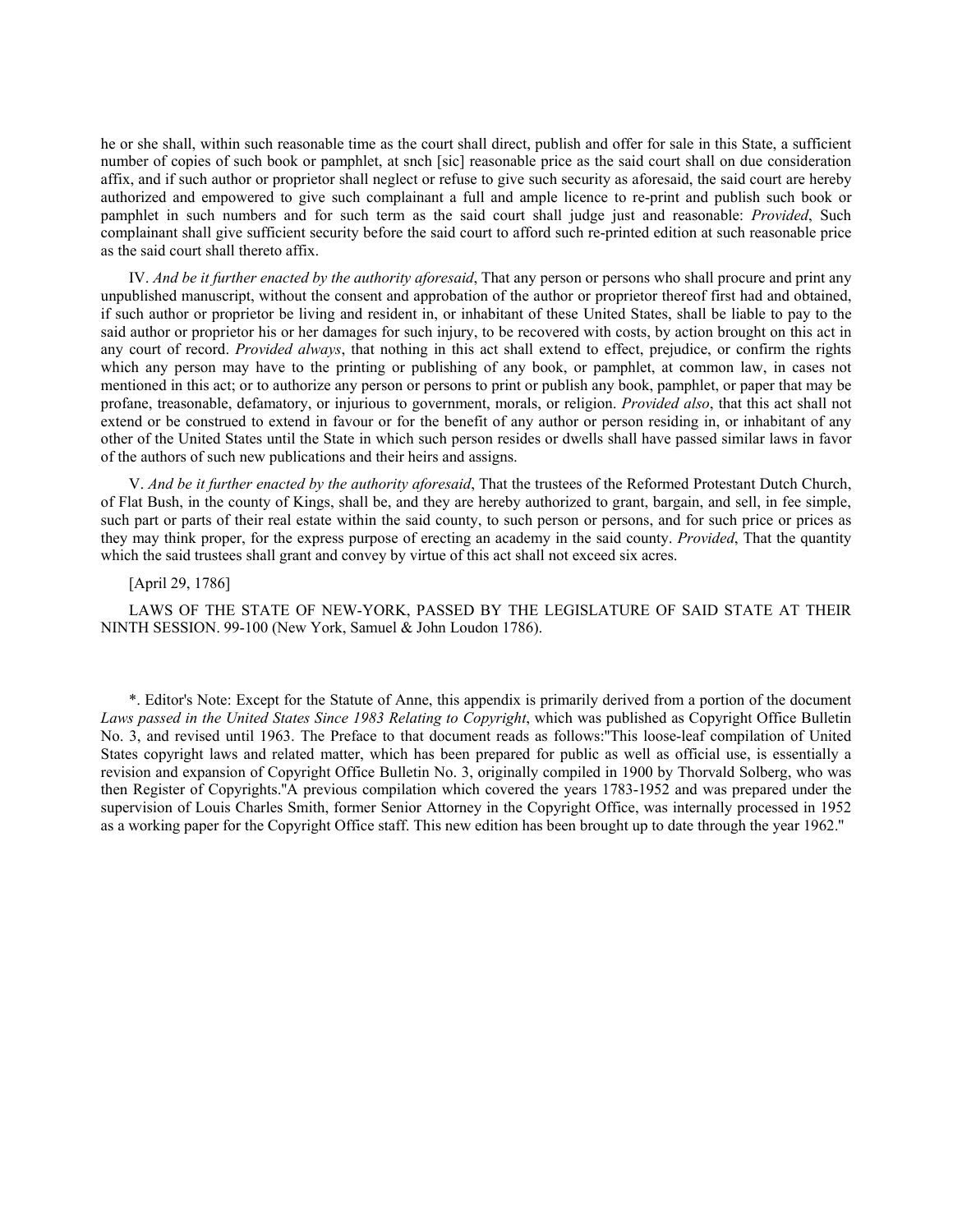he or she shall, within such reasonable time as the court shall direct, publish and offer for sale in this State, a sufficient number of copies of such book or pamphlet, at snch [sic] reasonable price as the said court shall on due consideration affix, and if such author or proprietor shall neglect or refuse to give such security as aforesaid, the said court are hereby authorized and empowered to give such complainant a full and ample licence to re-print and publish such book or pamphlet in such numbers and for such term as the said court shall judge just and reasonable: *Provided*, Such complainant shall give sufficient security before the said court to afford such re-printed edition at such reasonable price as the said court shall thereto affix.

IV. *And be it further enacted by the authority aforesaid*, That any person or persons who shall procure and print any unpublished manuscript, without the consent and approbation of the author or proprietor thereof first had and obtained, if such author or proprietor be living and resident in, or inhabitant of these United States, shall be liable to pay to the said author or proprietor his or her damages for such injury, to be recovered with costs, by action brought on this act in any court of record. *Provided always*, that nothing in this act shall extend to effect, prejudice, or confirm the rights which any person may have to the printing or publishing of any book, or pamphlet, at common law, in cases not mentioned in this act; or to authorize any person or persons to print or publish any book, pamphlet, or paper that may be profane, treasonable, defamatory, or injurious to government, morals, or religion. *Provided also*, that this act shall not extend or be construed to extend in favour or for the benefit of any author or person residing in, or inhabitant of any other of the United States until the State in which such person resides or dwells shall have passed similar laws in favor of the authors of such new publications and their heirs and assigns.

V. *And be it further enacted by the authority aforesaid*, That the trustees of the Reformed Protestant Dutch Church, of Flat Bush, in the county of Kings, shall be, and they are hereby authorized to grant, bargain, and sell, in fee simple, such part or parts of their real estate within the said county, to such person or persons, and for such price or prices as they may think proper, for the express purpose of erecting an academy in the said county. *Provided*, That the quantity which the said trustees shall grant and convey by virtue of this act shall not exceed six acres.

[April 29, 1786]

LAWS OF THE STATE OF NEW-YORK, PASSED BY THE LEGISLATURE OF SAID STATE AT THEIR NINTH SESSION. 99-100 (New York, Samuel & John Loudon 1786).

*. Editor's Note: Except for the Statute of Anne, this appendix is primarily derived from a portion of the document *Laws passed in the United States Since 1983 Relating to Copyright*, which was published as Copyright Office Bulletin No. 3, and revised until 1963. The Preface to that document reads as follows:"This loose-leaf compilation of United States copyright laws and related matter, which has been prepared for public as well as official use, is essentially a revision and expansion of Copyright Office Bulletin No. 3, originally compiled in 1900 by Thorvald Solberg, who was then Register of Copyrights."A previous compilation which covered the years 1783-1952 and was prepared under the supervision of Louis Charles Smith, former Senior Attorney in the Copyright Office, was internally processed in 1952 as a working paper for the Copyright Office staff. This new edition has been brought up to date through the year 1962."